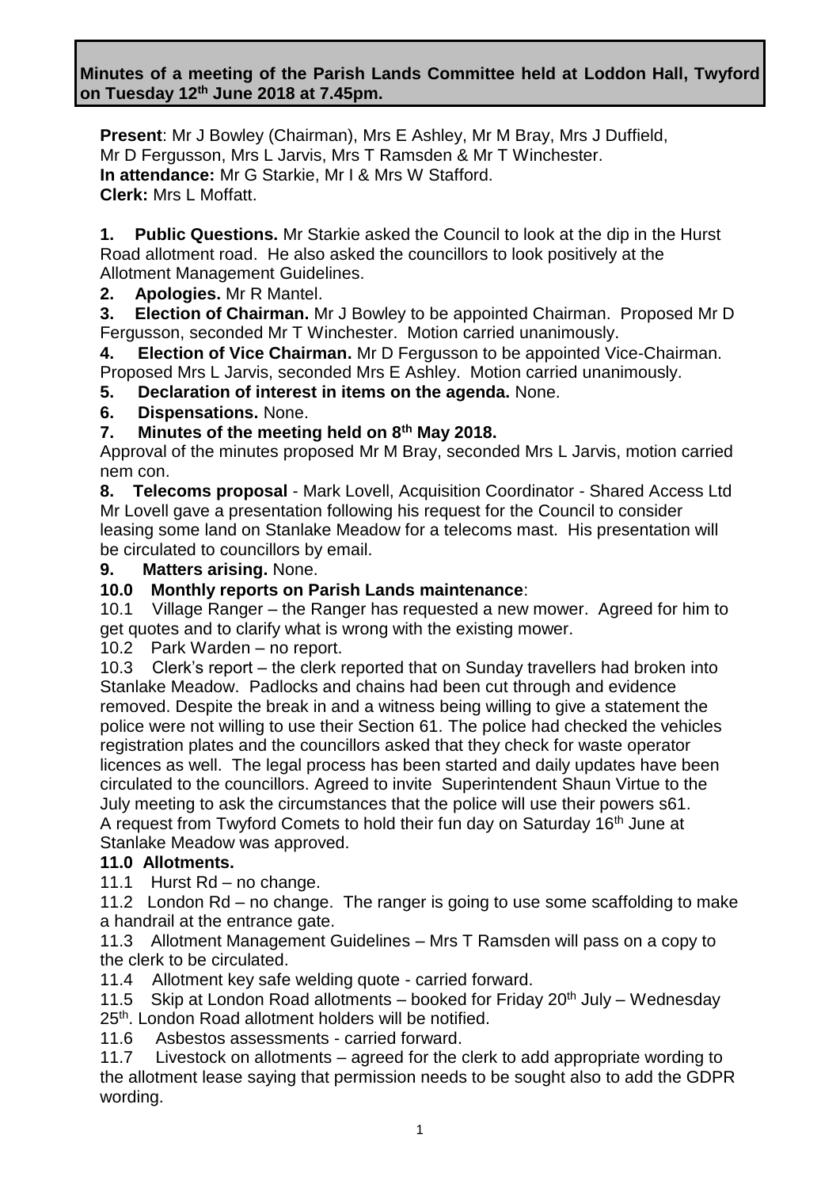**Minutes of a meeting of the Parish Lands Committee held at Loddon Hall, Twyford on Tuesday 12th June 2018 at 7.45pm.**

**Present**: Mr J Bowley (Chairman), Mrs E Ashley, Mr M Bray, Mrs J Duffield, Mr D Fergusson, Mrs L Jarvis, Mrs T Ramsden & Mr T Winchester.
**In attendance:** Mr G Starkie, Mr I & Mrs W Stafford.
**Clerk:** Mrs L Moffatt.

**1. Public Questions.** Mr Starkie asked the Council to look at the dip in the Hurst Road allotment road. He also asked the councillors to look positively at the Allotment Management Guidelines.

**2. Apologies.** Mr R Mantel.

**3. Election of Chairman.** Mr J Bowley to be appointed Chairman. Proposed Mr D Fergusson, seconded Mr T Winchester. Motion carried unanimously.

**4. Election of Vice Chairman.** Mr D Fergusson to be appointed Vice-Chairman. Proposed Mrs L Jarvis, seconded Mrs E Ashley. Motion carried unanimously.

**5. Declaration of interest in items on the agenda.** None.

**6. Dispensations.** None.

**7. Minutes of the meeting held on 8th May 2018.**
Approval of the minutes proposed Mr M Bray, seconded Mrs L Jarvis, motion carried nem con.

**8. Telecoms proposal** - Mark Lovell, Acquisition Coordinator - Shared Access Ltd
Mr Lovell gave a presentation following his request for the Council to consider leasing some land on Stanlake Meadow for a telecoms mast. His presentation will be circulated to councillors by email.

**9. Matters arising.** None.

**10.0 Monthly reports on Parish Lands maintenance**:

10.1 Village Ranger – the Ranger has requested a new mower. Agreed for him to get quotes and to clarify what is wrong with the existing mower.

10.2 Park Warden – no report.

10.3 Clerk's report – the clerk reported that on Sunday travellers had broken into Stanlake Meadow. Padlocks and chains had been cut through and evidence removed. Despite the break in and a witness being willing to give a statement the police were not willing to use their Section 61. The police had checked the vehicles registration plates and the councillors asked that they check for waste operator licences as well. The legal process has been started and daily updates have been circulated to the councillors. Agreed to invite Superintendent Shaun Virtue to the July meeting to ask the circumstances that the police will use their powers s61.
A request from Twyford Comets to hold their fun day on Saturday 16th June at Stanlake Meadow was approved.

**11.0 Allotments.**

11.1 Hurst Rd – no change.

11.2 London Rd – no change. The ranger is going to use some scaffolding to make a handrail at the entrance gate.

11.3 Allotment Management Guidelines – Mrs T Ramsden will pass on a copy to the clerk to be circulated.

11.4 Allotment key safe welding quote - carried forward.

11.5 Skip at London Road allotments – booked for Friday 20th July – Wednesday 25th. London Road allotment holders will be notified.

11.6 Asbestos assessments - carried forward.

11.7 Livestock on allotments – agreed for the clerk to add appropriate wording to the allotment lease saying that permission needs to be sought also to add the GDPR wording.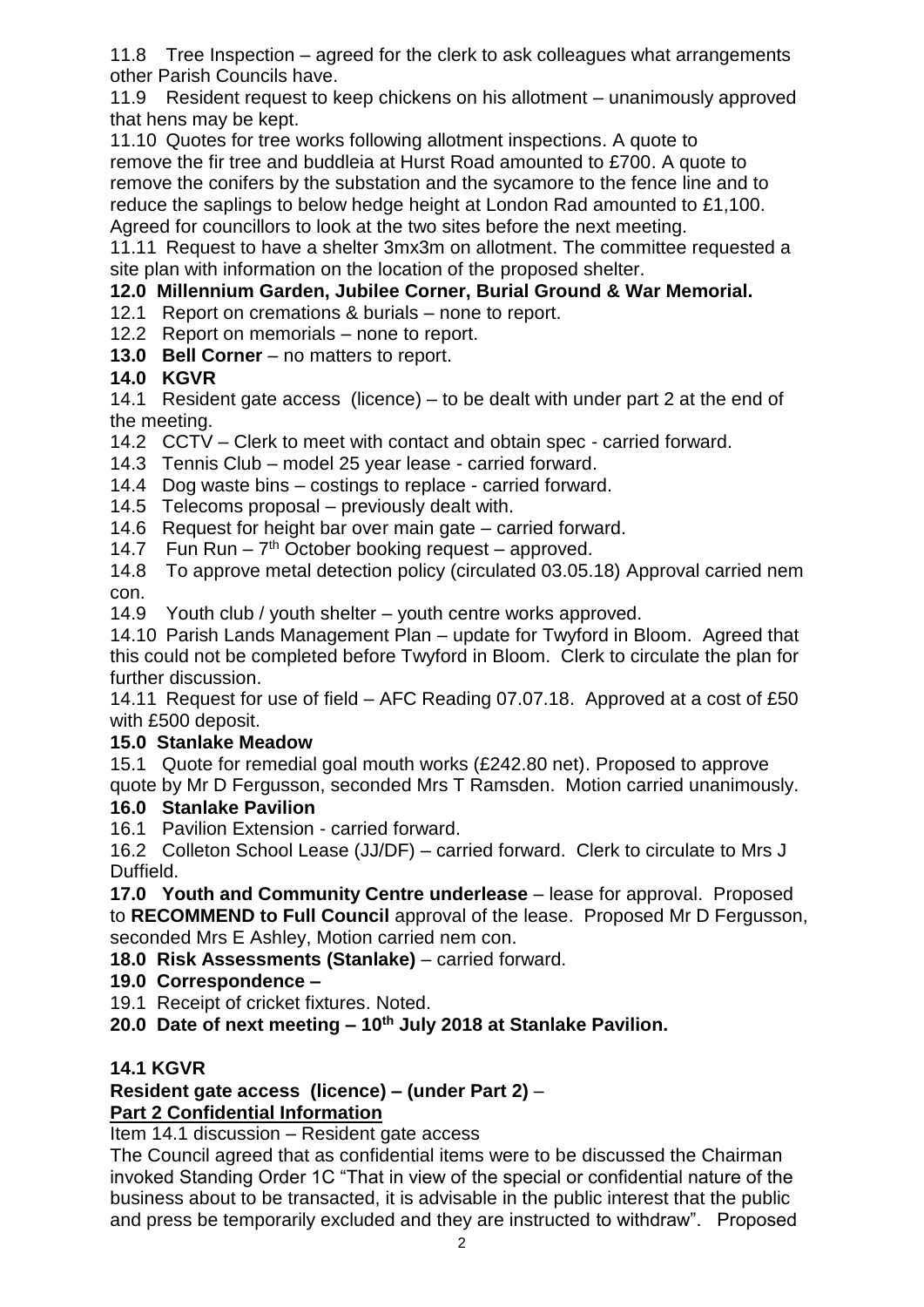11.8 Tree Inspection – agreed for the clerk to ask colleagues what arrangements other Parish Councils have.

11.9 Resident request to keep chickens on his allotment – unanimously approved that hens may be kept.

11.10 Quotes for tree works following allotment inspections. A quote to remove the fir tree and buddleia at Hurst Road amounted to £700. A quote to remove the conifers by the substation and the sycamore to the fence line and to reduce the saplings to below hedge height at London Rad amounted to £1,100. Agreed for councillors to look at the two sites before the next meeting.

11.11 Request to have a shelter 3mx3m on allotment. The committee requested a site plan with information on the location of the proposed shelter.

**12.0 Millennium Garden, Jubilee Corner, Burial Ground & War Memorial.**

12.1 Report on cremations & burials – none to report.

12.2 Report on memorials – none to report.

**13.0 Bell Corner** – no matters to report.

**14.0 KGVR**

14.1 Resident gate access (licence) – to be dealt with under part 2 at the end of the meeting.

14.2 CCTV – Clerk to meet with contact and obtain spec - carried forward.

14.3 Tennis Club – model 25 year lease - carried forward.

14.4 Dog waste bins – costings to replace - carried forward.

14.5 Telecoms proposal – previously dealt with.

14.6 Request for height bar over main gate – carried forward.

14.7 Fun Run – 7th October booking request – approved.

14.8 To approve metal detection policy (circulated 03.05.18) Approval carried nem con.

14.9 Youth club / youth shelter – youth centre works approved.

14.10 Parish Lands Management Plan – update for Twyford in Bloom. Agreed that this could not be completed before Twyford in Bloom. Clerk to circulate the plan for further discussion.

14.11 Request for use of field – AFC Reading 07.07.18. Approved at a cost of £50 with £500 deposit.

**15.0 Stanlake Meadow**

15.1 Quote for remedial goal mouth works (£242.80 net). Proposed to approve quote by Mr D Fergusson, seconded Mrs T Ramsden. Motion carried unanimously.

**16.0 Stanlake Pavilion**

16.1 Pavilion Extension - carried forward.

16.2 Colleton School Lease (JJ/DF) – carried forward. Clerk to circulate to Mrs J Duffield.

**17.0 Youth and Community Centre underlease** – lease for approval. Proposed to **RECOMMEND to Full Council** approval of the lease. Proposed Mr D Fergusson, seconded Mrs E Ashley, Motion carried nem con.

**18.0 Risk Assessments (Stanlake)** – carried forward.

**19.0 Correspondence –**

19.1 Receipt of cricket fixtures. Noted.

**20.0 Date of next meeting – 10th July 2018 at Stanlake Pavilion.**

**14.1 KGVR**

**Resident gate access (licence) – (under Part 2)** –

**Part 2 Confidential Information**

Item 14.1 discussion – Resident gate access

The Council agreed that as confidential items were to be discussed the Chairman invoked Standing Order 1C "That in view of the special or confidential nature of the business about to be transacted, it is advisable in the public interest that the public and press be temporarily excluded and they are instructed to withdraw". Proposed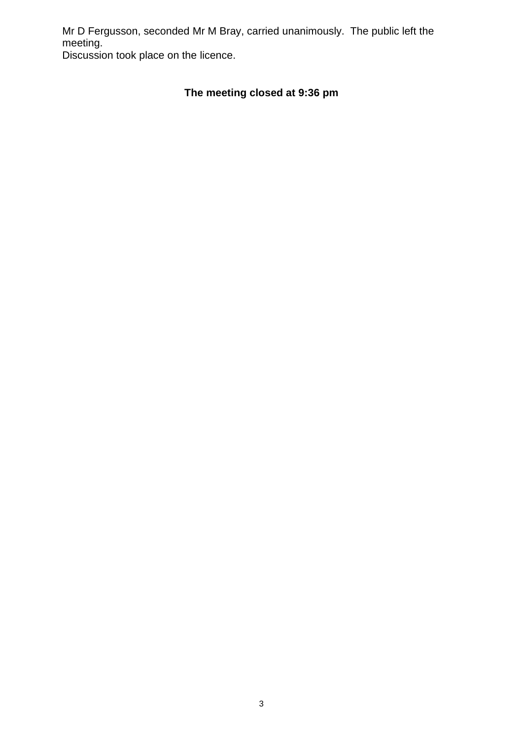Mr D Fergusson, seconded Mr M Bray, carried unanimously. The public left the meeting.
Discussion took place on the licence.

**The meeting closed at 9:36 pm**